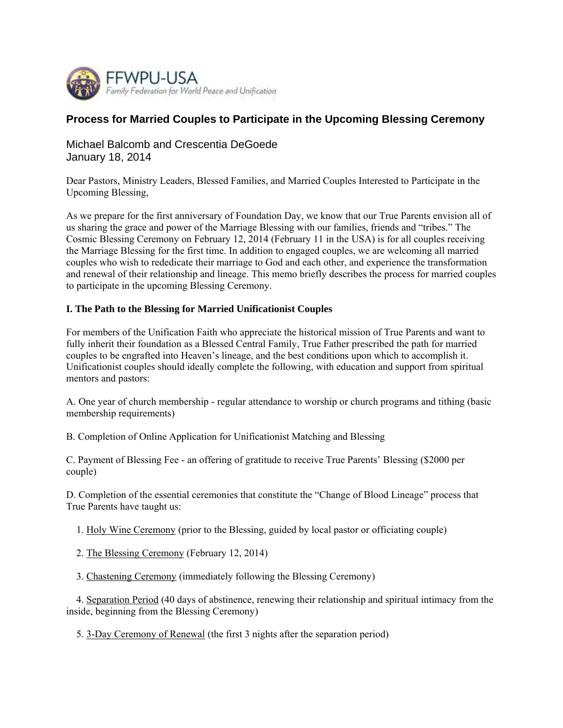FFWPU-USA

Family Federation for World Peace and Unification

# Process for Married Couples to Participate in the Upcoming Blessing Ceremony

Michael Balcomb and Crescentia DeGoede
January 18, 2014

Dear Pastors, Ministry Leaders, Blessed Families, and Married Couples Interested to Participate in the Upcoming Blessing,

As we prepare for the first anniversary of Foundation Day, we know that our True Parents envision all of us sharing the grace and power of the Marriage Blessing with our families, friends and "tribes." The Cosmic Blessing Ceremony on February 12, 2014 (February 11 in the USA) is for all couples receiving the Marriage Blessing for the first time. In addition to engaged couples, we are welcoming all married couples who wish to rededicate their marriage to God and each other, and experience the transformation and renewal of their relationship and lineage. This memo briefly describes the process for married couples to participate in the upcoming Blessing Ceremony.

## I. The Path to the Blessing for Married Unificationist Couples

For members of the Unification Faith who appreciate the historical mission of True Parents and want to fully inherit their foundation as a Blessed Central Family, True Father prescribed the path for married couples to be engrafted into Heaven's lineage, and the best conditions upon which to accomplish it. Unificationist couples should ideally complete the following, with education and support from spiritual mentors and pastors:

A. One year of church membership - regular attendance to worship or church programs and tithing (basic membership requirements)

B. Completion of Online Application for Unificationist Matching and Blessing

C. Payment of Blessing Fee - an offering of gratitude to receive True Parents' Blessing ($2000 per couple)

D. Completion of the essential ceremonies that constitute the "Change of Blood Lineage" process that True Parents have taught us:

1. Holy Wine Ceremony (prior to the Blessing, guided by local pastor or officiating couple)
2. The Blessing Ceremony (February 12, 2014)
3. Chastening Ceremony (immediately following the Blessing Ceremony)
4. Separation Period (40 days of abstinence, renewing their relationship and spiritual intimacy from the inside, beginning from the Blessing Ceremony)
5. 3-Day Ceremony of Renewal (the first 3 nights after the separation period)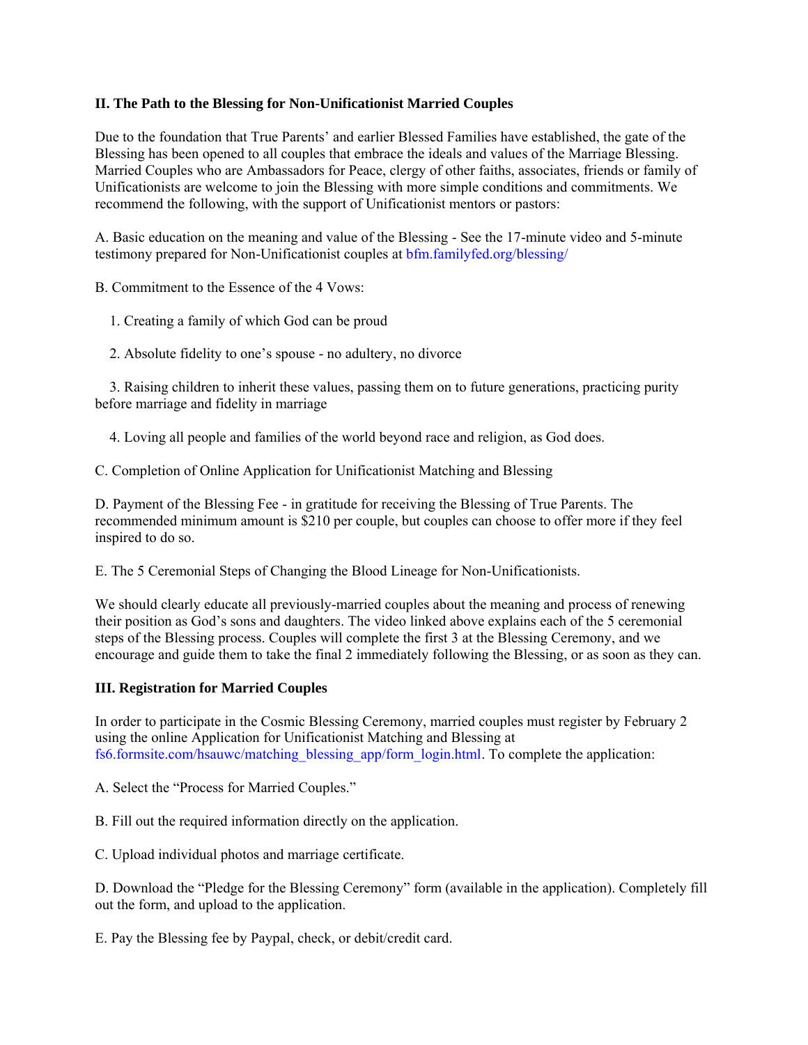**II. The Path to the Blessing for Non-Unificationist Married Couples**

Due to the foundation that True Parents' and earlier Blessed Families have established, the gate of the Blessing has been opened to all couples that embrace the ideals and values of the Marriage Blessing. Married Couples who are Ambassadors for Peace, clergy of other faiths, associates, friends or family of Unificationists are welcome to join the Blessing with more simple conditions and commitments. We recommend the following, with the support of Unificationist mentors or pastors:

A. Basic education on the meaning and value of the Blessing - See the 17-minute video and 5-minute testimony prepared for Non-Unificationist couples at bfm.familyfed.org/blessing/

B. Commitment to the Essence of the 4 Vows:

1. Creating a family of which God can be proud

2. Absolute fidelity to one's spouse - no adultery, no divorce

3. Raising children to inherit these values, passing them on to future generations, practicing purity before marriage and fidelity in marriage

4. Loving all people and families of the world beyond race and religion, as God does.

C. Completion of Online Application for Unificationist Matching and Blessing

D. Payment of the Blessing Fee - in gratitude for receiving the Blessing of True Parents. The recommended minimum amount is $210 per couple, but couples can choose to offer more if they feel inspired to do so.

E. The 5 Ceremonial Steps of Changing the Blood Lineage for Non-Unificationists.

We should clearly educate all previously-married couples about the meaning and process of renewing their position as God's sons and daughters. The video linked above explains each of the 5 ceremonial steps of the Blessing process. Couples will complete the first 3 at the Blessing Ceremony, and we encourage and guide them to take the final 2 immediately following the Blessing, or as soon as they can.

**III. Registration for Married Couples**

In order to participate in the Cosmic Blessing Ceremony, married couples must register by February 2 using the online Application for Unificationist Matching and Blessing at fs6.formsite.com/hsauwc/matching_blessing_app/form_login.html. To complete the application:

A. Select the "Process for Married Couples."

B. Fill out the required information directly on the application.

C. Upload individual photos and marriage certificate.

D. Download the "Pledge for the Blessing Ceremony" form (available in the application). Completely fill out the form, and upload to the application.

E. Pay the Blessing fee by Paypal, check, or debit/credit card.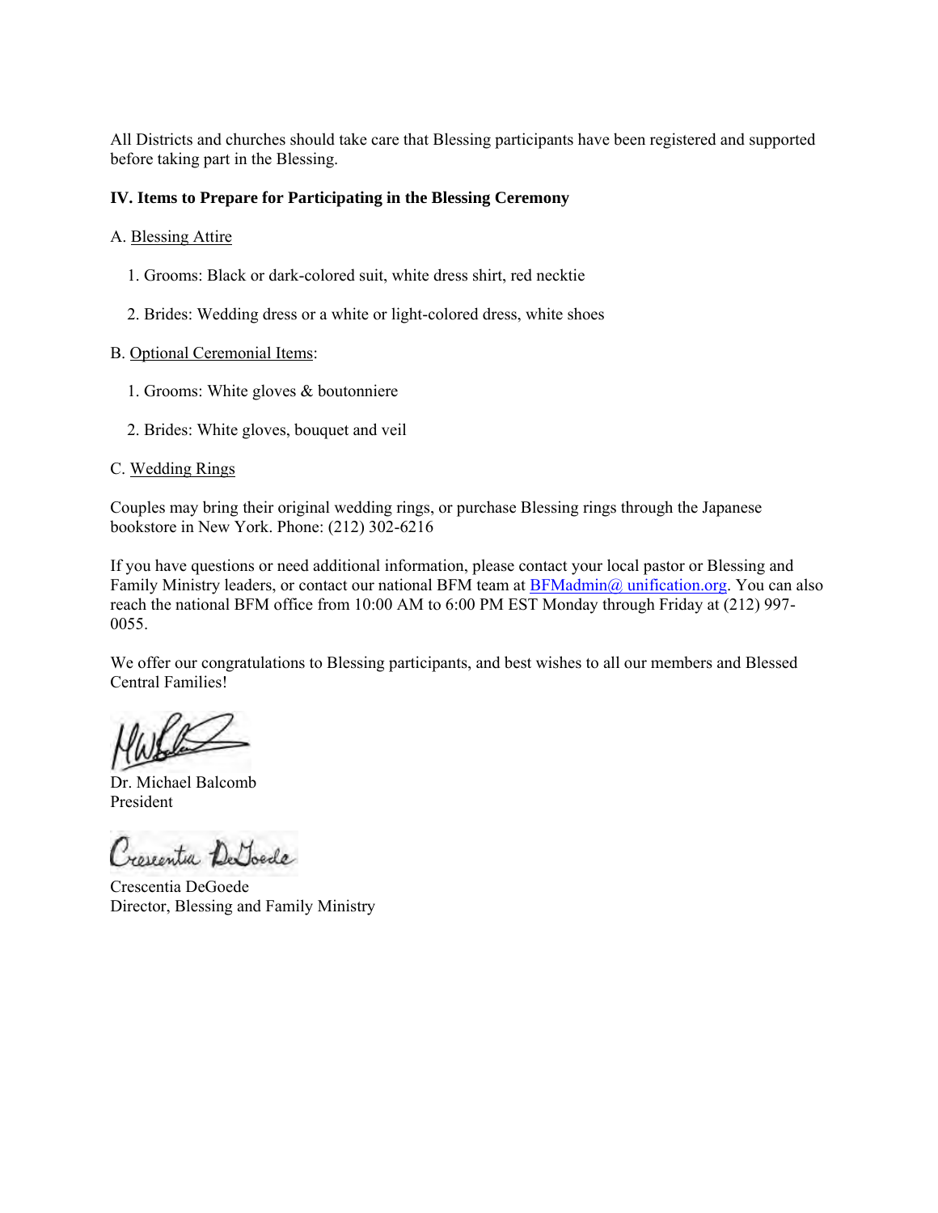All Districts and churches should take care that Blessing participants have been registered and supported before taking part in the Blessing.

**IV. Items to Prepare for Participating in the Blessing Ceremony**

A. Blessing Attire

1. Grooms: Black or dark-colored suit, white dress shirt, red necktie
2. Brides: Wedding dress or a white or light-colored dress, white shoes

B. Optional Ceremonial Items:

1. Grooms: White gloves & boutonniere
2. Brides: White gloves, bouquet and veil

C. Wedding Rings

Couples may bring their original wedding rings, or purchase Blessing rings through the Japanese bookstore in New York. Phone: (212) 302-6216

If you have questions or need additional information, please contact your local pastor or Blessing and Family Ministry leaders, or contact our national BFM team at BFMadmin@ unification.org. You can also reach the national BFM office from 10:00 AM to 6:00 PM EST Monday through Friday at (212) 997-0055.

We offer our congratulations to Blessing participants, and best wishes to all our members and Blessed Central Families!

Dr. Michael Balcomb
President

Crescentia DeGoede
Director, Blessing and Family Ministry